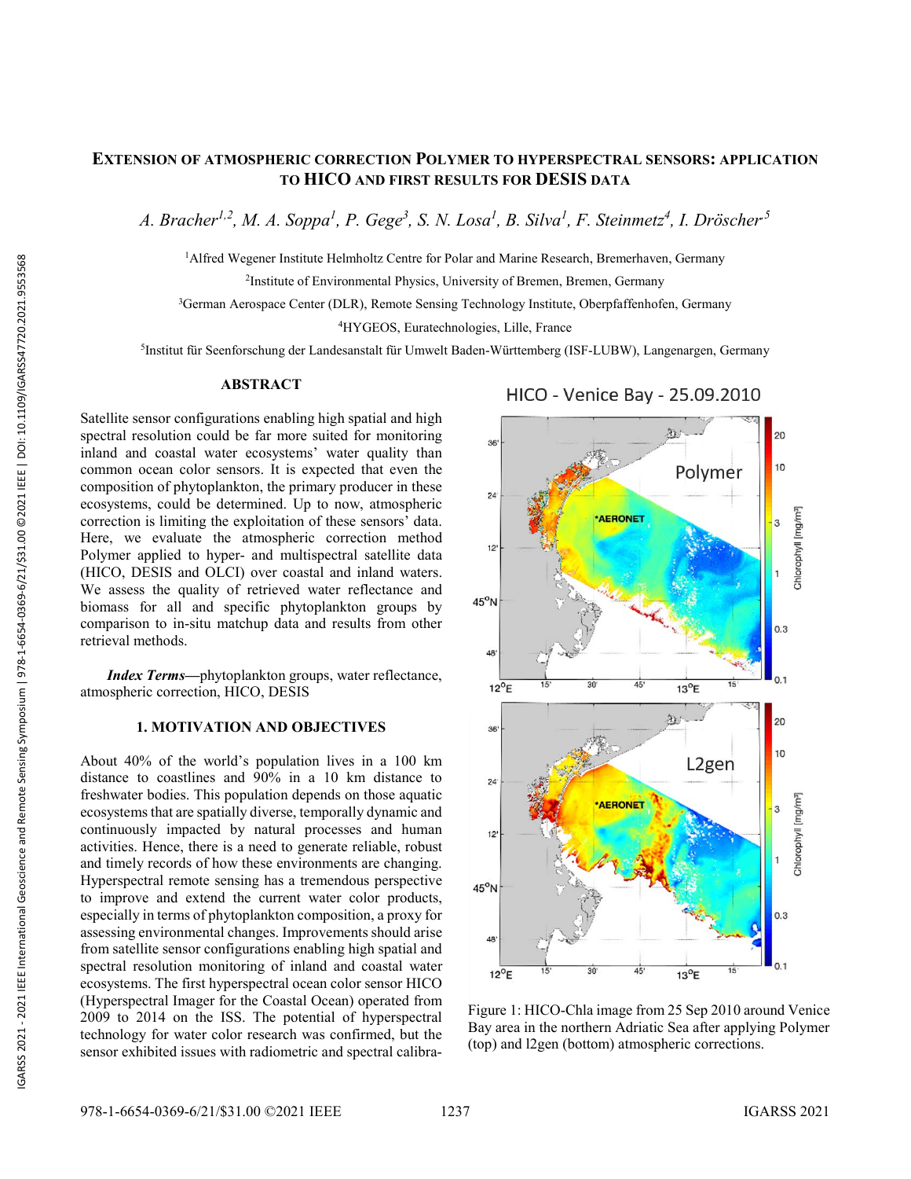# EXTENSION OF ATMOSPHERIC CORRECTION POLYMER TO HYPERSPECTRAL SENSORS: APPLICATION TO HICO AND FIRST RESULTS FOR DESIS DATA

*A. Bracher[1,2], M. A. Soppa[1], P. Gege[3], S. N. Losa[1], B. Silva[1], F. Steinmetz[4], I. Dröscher[5]*

[1]Alfred Wegener Institute Helmholtz Centre for Polar and Marine Research, Bremerhaven, Germany

[2]Institute of Environmental Physics, University of Bremen, Bremen, Germany

[3]German Aerospace Center (DLR), Remote Sensing Technology Institute, Oberpfaffenhofen, Germany

[4]HYGEOS, Euratechnologies, Lille, France

[5]Institut für Seenforschung der Landesanstalt für Umwelt Baden-Württemberg (ISF-LUBW), Langenargen, Germany

## ABSTRACT

Satellite sensor configurations enabling high spatial and high spectral resolution could be far more suited for monitoring inland and coastal water ecosystems' water quality than common ocean color sensors. It is expected that even the composition of phytoplankton, the primary producer in these ecosystems, could be determined. Up to now, atmospheric correction is limiting the exploitation of these sensors' data. Here, we evaluate the atmospheric correction method Polymer applied to hyper- and multispectral satellite data (HICO, DESIS and OLCI) over coastal and inland waters. We assess the quality of retrieved water reflectance and biomass for all and specific phytoplankton groups by comparison to in-situ matchup data and results from other retrieval methods.

***Index Terms***—phytoplankton groups, water reflectance, atmospheric correction, HICO, DESIS

## 1. MOTIVATION AND OBJECTIVES

About 40% of the world's population lives in a 100 km distance to coastlines and 90% in a 10 km distance to freshwater bodies. This population depends on those aquatic ecosystems that are spatially diverse, temporally dynamic and continuously impacted by natural processes and human activities. Hence, there is a need to generate reliable, robust and timely records of how these environments are changing. Hyperspectral remote sensing has a tremendous perspective to improve and extend the current water color products, especially in terms of phytoplankton composition, a proxy for assessing environmental changes. Improvements should arise from satellite sensor configurations enabling high spatial and spectral resolution monitoring of inland and coastal water ecosystems. The first hyperspectral ocean color sensor HICO (Hyperspectral Imager for the Coastal Ocean) operated from 2009 to 2014 on the ISS. The potential of hyperspectral technology for water color research was confirmed, but the sensor exhibited issues with radiometric and spectral calibra-

Figure 1: HICO-Chla image from 25 Sep 2010 around Venice Bay area in the northern Adriatic Sea after applying Polymer (top) and l2gen (bottom) atmospheric corrections.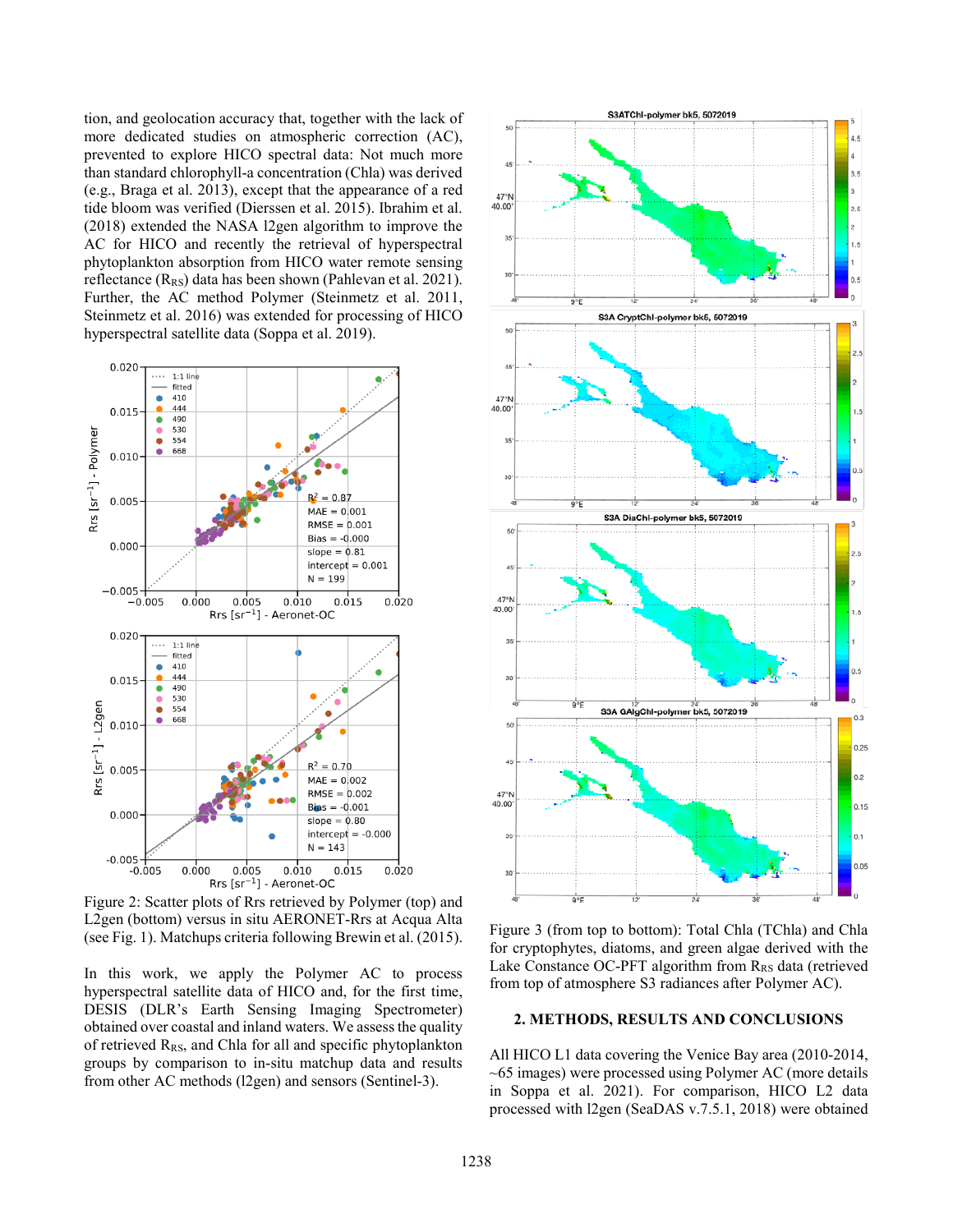tion, and geolocation accuracy that, together with the lack of more dedicated studies on atmospheric correction (AC), prevented to explore HICO spectral data: Not much more than standard chlorophyll-a concentration (Chla) was derived (e.g., Braga et al. 2013), except that the appearance of a red tide bloom was verified (Dierssen et al. 2015). Ibrahim et al. (2018) extended the NASA l2gen algorithm to improve the AC for HICO and recently the retrieval of hyperspectral phytoplankton absorption from HICO water remote sensing reflectance ($R_{RS}$) data has been shown (Pahlevan et al. 2021). Further, the AC method Polymer (Steinmetz et al. 2011, Steinmetz et al. 2016) was extended for processing of HICO hyperspectral satellite data (Soppa et al. 2019).

Figure 2: Scatter plots of Rrs retrieved by Polymer (top) and L2gen (bottom) versus in situ AERONET-Rrs at Acqua Alta (see Fig. 1). Matchups criteria following Brewin et al. (2015).

In this work, we apply the Polymer AC to process hyperspectral satellite data of HICO and, for the first time, DESIS (DLR's Earth Sensing Imaging Spectrometer) obtained over coastal and inland waters. We assess the quality of retrieved $R_{RS}$, and Chla for all and specific phytoplankton groups by comparison to in-situ matchup data and results from other AC methods (l2gen) and sensors (Sentinel-3).

Figure 3 (from top to bottom): Total Chla (TChla) and Chla for cryptophytes, diatoms, and green algae derived with the Lake Constance OC-PFT algorithm from $R_{RS}$ data (retrieved from top of atmosphere S3 radiances after Polymer AC).

## 2. METHODS, RESULTS AND CONCLUSIONS

All HICO L1 data covering the Venice Bay area (2010-2014, ~65 images) were processed using Polymer AC (more details in Soppa et al. 2021). For comparison, HICO L2 data processed with l2gen (SeaDAS v.7.5.1, 2018) were obtained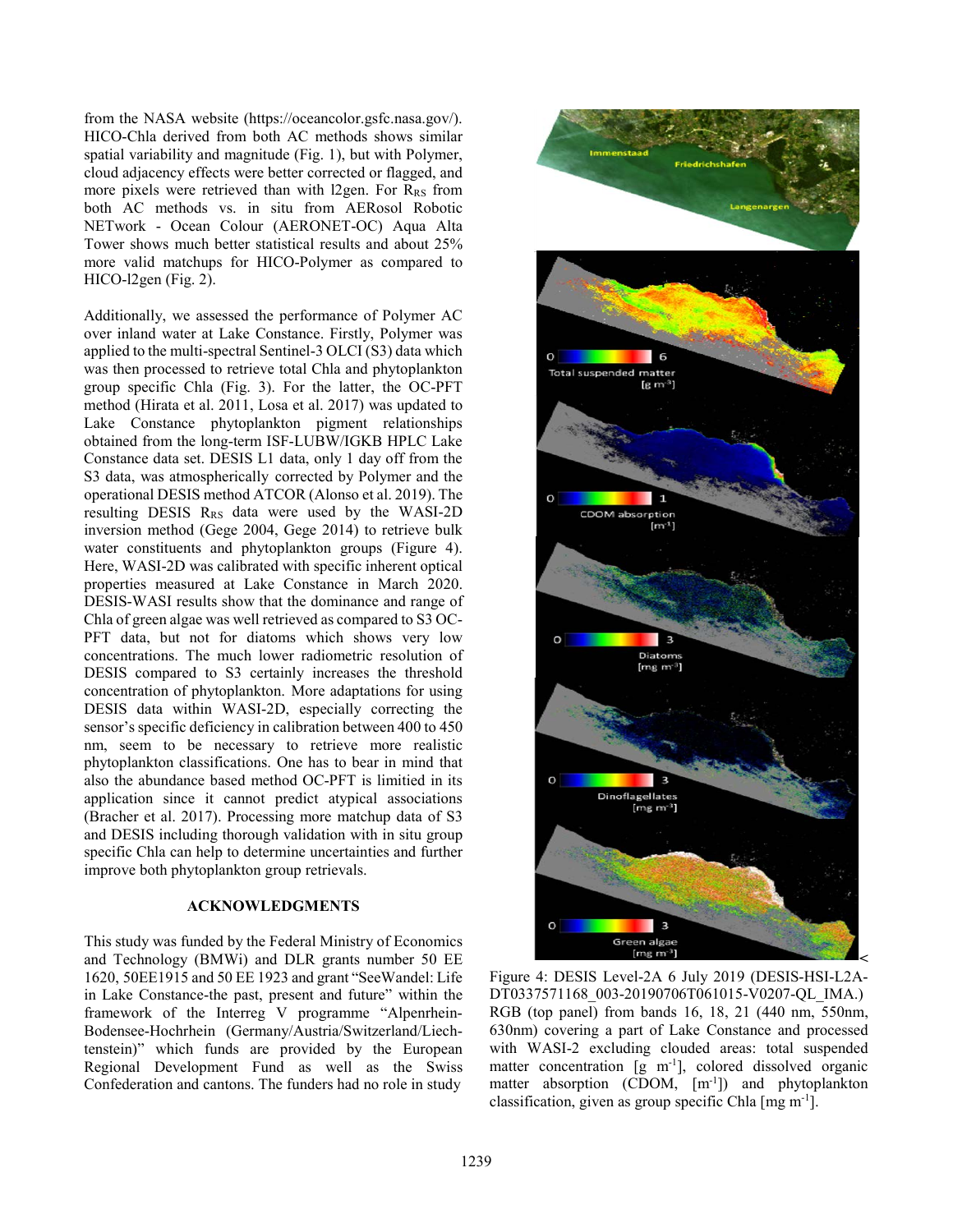from the NASA website (https://oceancolor.gsfc.nasa.gov/). HICO-Chla derived from both AC methods shows similar spatial variability and magnitude (Fig. 1), but with Polymer, cloud adjacency effects were better corrected or flagged, and more pixels were retrieved than with l2gen. For $R_{RS}$ from both AC methods vs. in situ from AERosol Robotic NETwork - Ocean Colour (AERONET-OC) Aqua Alta Tower shows much better statistical results and about 25% more valid matchups for HICO-Polymer as compared to HICO-l2gen (Fig. 2).

Additionally, we assessed the performance of Polymer AC over inland water at Lake Constance. Firstly, Polymer was applied to the multi-spectral Sentinel-3 OLCI (S3) data which was then processed to retrieve total Chla and phytoplankton group specific Chla (Fig. 3). For the latter, the OC-PFT method (Hirata et al. 2011, Losa et al. 2017) was updated to Lake Constance phytoplankton pigment relationships obtained from the long-term ISF-LUBW/IGKB HPLC Lake Constance data set. DESIS L1 data, only 1 day off from the S3 data, was atmospherically corrected by Polymer and the operational DESIS method ATCOR (Alonso et al. 2019). The resulting DESIS $R_{RS}$ data were used by the WASI-2D inversion method (Gege 2004, Gege 2014) to retrieve bulk water constituents and phytoplankton groups (Figure 4). Here, WASI-2D was calibrated with specific inherent optical properties measured at Lake Constance in March 2020. DESIS-WASI results show that the dominance and range of Chla of green algae was well retrieved as compared to S3 OC-PFT data, but not for diatoms which shows very low concentrations. The much lower radiometric resolution of DESIS compared to S3 certainly increases the threshold concentration of phytoplankton. More adaptations for using DESIS data within WASI-2D, especially correcting the sensor's specific deficiency in calibration between 400 to 450 nm, seem to be necessary to retrieve more realistic phytoplankton classifications. One has to bear in mind that also the abundance based method OC-PFT is limitied in its application since it cannot predict atypical associations (Bracher et al. 2017). Processing more matchup data of S3 and DESIS including thorough validation with in situ group specific Chla can help to determine uncertainties and further improve both phytoplankton group retrievals.

## ACKNOWLEDGMENTS

This study was funded by the Federal Ministry of Economics and Technology (BMWi) and DLR grants number 50 EE 1620, 50EE1915 and 50 EE 1923 and grant "SeeWandel: Life in Lake Constance-the past, present and future" within the framework of the Interreg V programme "Alpenrhein-Bodensee-Hochrhein (Germany/Austria/Switzerland/Liechtenstein)" which funds are provided by the European Regional Development Fund as well as the Swiss Confederation and cantons. The funders had no role in study

Figure 4: DESIS Level-2A 6 July 2019 (DESIS-HSI-L2A-DT0337571168_003-20190706T061015-V0207-QL_IMA.) RGB (top panel) from bands 16, 18, 21 (440 nm, 550nm, 630nm) covering a part of Lake Constance and processed with WASI-2 excluding clouded areas: total suspended matter concentration [g m$^{-1}$], colored dissolved organic matter absorption (CDOM, [m$^{-1}$]) and phytoplankton classification, given as group specific Chla [mg m$^{-1}$].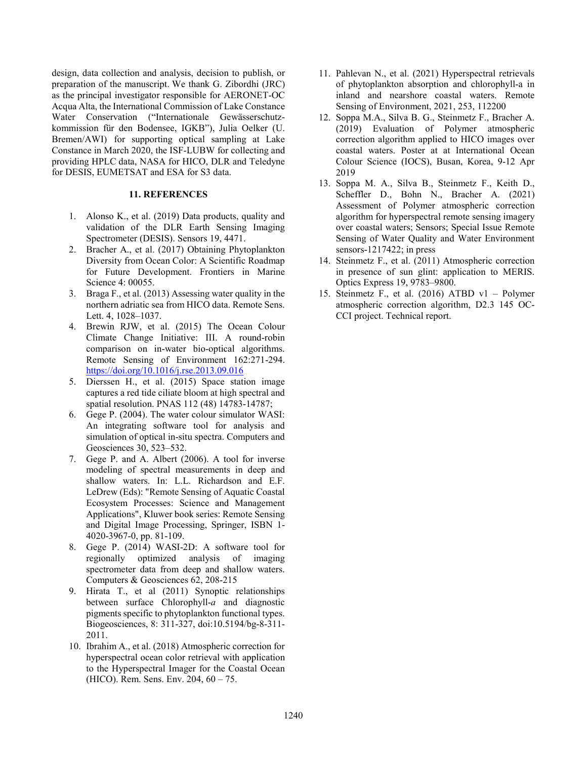design, data collection and analysis, decision to publish, or preparation of the manuscript. We thank G. Zibordhi (JRC) as the principal investigator responsible for AERONET-OC Acqua Alta, the International Commission of Lake Constance Water Conservation ("Internationale Gewässerschutzkommission für den Bodensee, IGKB"), Julia Oelker (U. Bremen/AWI) for supporting optical sampling at Lake Constance in March 2020, the ISF-LUBW for collecting and providing HPLC data, NASA for HICO, DLR and Teledyne for DESIS, EUMETSAT and ESA for S3 data.

## 11. REFERENCES

1. Alonso K., et al. (2019) Data products, quality and validation of the DLR Earth Sensing Imaging Spectrometer (DESIS). Sensors 19, 4471.
2. Bracher A., et al. (2017) Obtaining Phytoplankton Diversity from Ocean Color: A Scientific Roadmap for Future Development. Frontiers in Marine Science 4: 00055.
3. Braga F., et al. (2013) Assessing water quality in the northern adriatic sea from HICO data. Remote Sens. Lett. 4, 1028–1037.
4. Brewin RJW, et al. (2015) The Ocean Colour Climate Change Initiative: III. A round-robin comparison on in-water bio-optical algorithms. Remote Sensing of Environment 162:271-294. https://doi.org/10.1016/j.rse.2013.09.016
5. Dierssen H., et al. (2015) Space station image captures a red tide ciliate bloom at high spectral and spatial resolution. PNAS 112 (48) 14783-14787;
6. Gege P. (2004). The water colour simulator WASI: An integrating software tool for analysis and simulation of optical in-situ spectra. Computers and Geosciences 30, 523–532.
7. Gege P. and A. Albert (2006). A tool for inverse modeling of spectral measurements in deep and shallow waters. In: L.L. Richardson and E.F. LeDrew (Eds): "Remote Sensing of Aquatic Coastal Ecosystem Processes: Science and Management Applications", Kluwer book series: Remote Sensing and Digital Image Processing, Springer, ISBN 1-4020-3967-0, pp. 81-109.
8. Gege P. (2014) WASI-2D: A software tool for regionally optimized analysis of imaging spectrometer data from deep and shallow waters. Computers & Geosciences 62, 208-215
9. Hirata T., et al (2011) Synoptic relationships between surface Chlorophyll-*a* and diagnostic pigments specific to phytoplankton functional types. Biogeosciences, 8: 311-327, doi:10.5194/bg-8-311-2011.
10. Ibrahim A., et al. (2018) Atmospheric correction for hyperspectral ocean color retrieval with application to the Hyperspectral Imager for the Coastal Ocean (HICO). Rem. Sens. Env. 204, 60 – 75.
11. Pahlevan N., et al. (2021) Hyperspectral retrievals of phytoplankton absorption and chlorophyll-a in inland and nearshore coastal waters. Remote Sensing of Environment, 2021, 253, 112200
12. Soppa M.A., Silva B. G., Steinmetz F., Bracher A. (2019) Evaluation of Polymer atmospheric correction algorithm applied to HICO images over coastal waters. Poster at at International Ocean Colour Science (IOCS), Busan, Korea, 9-12 Apr 2019
13. Soppa M. A., Silva B., Steinmetz F., Keith D., Scheffler D., Bohn N., Bracher A. (2021) Assessment of Polymer atmospheric correction algorithm for hyperspectral remote sensing imagery over coastal waters; Sensors; Special Issue Remote Sensing of Water Quality and Water Environment sensors-1217422; in press
14. Steinmetz F., et al. (2011) Atmospheric correction in presence of sun glint: application to MERIS. Optics Express 19, 9783–9800.
15. Steinmetz F., et al. (2016) ATBD v1 – Polymer atmospheric correction algorithm, D2.3 145 OC-CCI project. Technical report.